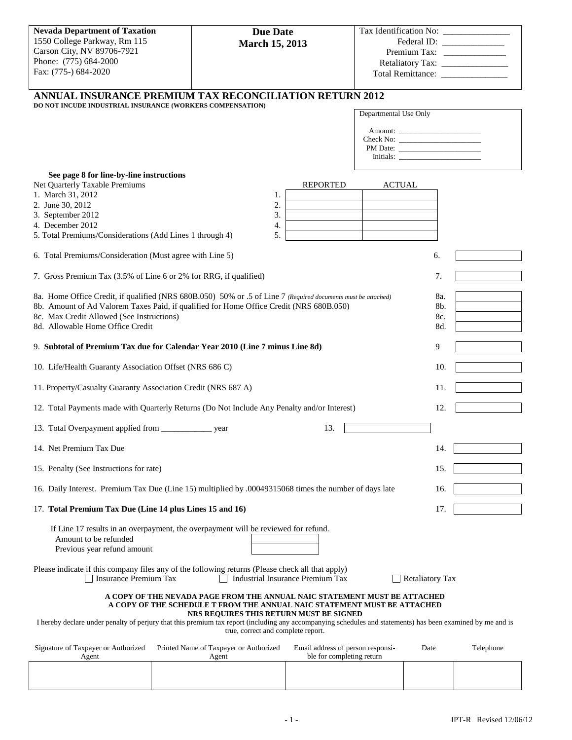**Nevada Department of Taxation**
1550 College Parkway, Rm 115
Carson City, NV 89706-7921
Phone: (775) 684-2000
Fax: (775-) 684-2020

**Due Date**
**March 15, 2013**

Tax Identification No: _______________
Federal ID: _______________
Premium Tax: _______________
Retaliatory Tax: _______________
Total Remittance: _______________

# ANNUAL INSURANCE PREMIUM TAX RECONCILIATION RETURN 2012

**DO NOT INCUDE INDUSTRIAL INSURANCE (WORKERS COMPENSATION)**

Departmental Use Only

Amount: _______________
Check No: _______________
PM Date: _______________
Initials: _______________

**See page 8 for line-by-line instructions**

| Net Quarterly Taxable Premiums | | REPORTED | ACTUAL |
|---|---|---|---|
| 1. March 31, 2012 | 1. | | |
| 2. June 30, 2012 | 2. | | |
| 3. September 2012 | 3. | | |
| 4. December 2012 | 4. | | |
| 5. Total Premiums/Considerations (Add Lines 1 through 4) | 5. | | |

| | | |
|---|---|---|
| 6. Total Premiums/Consideration (Must agree with Line 5) | 6. | |
| 7. Gross Premium Tax (3.5% of Line 6 or 2% for RRG, if qualified) | 7. | |
| 8a. Home Office Credit, if qualified (NRS 680B.050) 50% or .5 of Line 7 *(Required documents must be attached)* | 8a. | |
| 8b. Amount of Ad Valorem Taxes Paid, if qualified for Home Office Credit (NRS 680B.050) | 8b. | |
| 8c. Max Credit Allowed (See Instructions) | 8c. | |
| 8d. Allowable Home Office Credit | 8d. | |
| 9. **Subtotal of Premium Tax due for Calendar Year 2010 (Line 7 minus Line 8d)** | 9 | |
| 10. Life/Health Guaranty Association Offset (NRS 686 C) | 10. | |
| 11. Property/Casualty Guaranty Association Credit (NRS 687 A) | 11. | |
| 12. Total Payments made with Quarterly Returns (Do Not Include Any Penalty and/or Interest) | 12. | |
| 13. Total Overpayment applied from ____________ year | 13. | |
| 14. Net Premium Tax Due | 14. | |
| 15. Penalty (See Instructions for rate) | 15. | |
| 16. Daily Interest. Premium Tax Due (Line 15) multiplied by .00049315068 times the number of days late | 16. | |
| 17. **Total Premium Tax Due (Line 14 plus Lines 15 and 16)** | 17. | |

If Line 17 results in an overpayment, the overpayment will be reviewed for refund.

| | |
|---|---|
| Amount to be refunded | |
| Previous year refund amount | |

Please indicate if this company files any of the following returns (Please check all that apply)

☐ Insurance Premium Tax ☐ Industrial Insurance Premium Tax ☐ Retaliatory Tax

**A COPY OF THE NEVADA PAGE FROM THE ANNUAL NAIC STATEMENT MUST BE ATTACHED**
**A COPY OF THE SCHEDULE T FROM THE ANNUAL NAIC STATEMENT MUST BE ATTACHED**
**NRS REQUIRES THIS RETURN MUST BE SIGNED**

I hereby declare under penalty of perjury that this premium tax report (including any accompanying schedules and statements) has been examined by me and is true, correct and complete report.

| Signature of Taxpayer or Authorized Agent | Printed Name of Taxpayer or Authorized Agent | Email address of person responsible for completing return | Date | Telephone |
|---|---|---|---|---|
| | | | | |

IPT-R Revised 12/06/12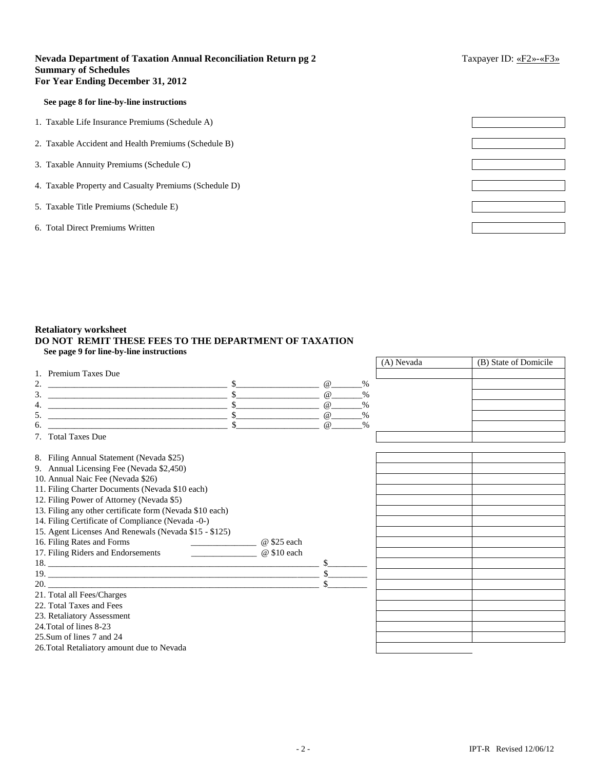**Nevada Department of Taxation Annual Reconciliation Return pg 2**
**Summary of Schedules**
**For Year Ending December 31, 2012**

Taxpayer ID: «F2»-«F3»

**See page 8 for line-by-line instructions**

| | |
|---|---|
| 1. Taxable Life Insurance Premiums (Schedule A) | |
| 2. Taxable Accident and Health Premiums (Schedule B) | |
| 3. Taxable Annuity Premiums (Schedule C) | |
| 4. Taxable Property and Casualty Premiums (Schedule D) | |
| 5. Taxable Title Premiums (Schedule E) | |
| 6. Total Direct Premiums Written | |

**Retaliatory worksheet**
**DO NOT REMIT THESE FEES TO THE DEPARTMENT OF TAXATION**
**See page 9 for line-by-line instructions**

| | (A) Nevada | (B) State of Domicile |
|---|---|---|
| 1. Premium Taxes Due | | |
| 2. ________________ $__________ @______% | | |
| 3. ________________ $__________ @______% | | |
| 4. ________________ $__________ @______% | | |
| 5. ________________ $__________ @______% | | |
| 6. ________________ $__________ @______% | | |
| 7. Total Taxes Due | | |
| 8. Filing Annual Statement (Nevada $25) | | |
| 9. Annual Licensing Fee (Nevada $2,450) | | |
| 10. Annual Naic Fee (Nevada $26) | | |
| 11. Filing Charter Documents (Nevada $10 each) | | |
| 12. Filing Power of Attorney (Nevada $5) | | |
| 13. Filing any other certificate form (Nevada $10 each) | | |
| 14. Filing Certificate of Compliance (Nevada -0-) | | |
| 15. Agent Licenses And Renewals (Nevada $15 - $125) | | |
| 16. Filing Rates and Forms __________ @ $25 each | | |
| 17. Filing Riders and Endorsements __________ @ $10 each | | |
| 18. ________________ $________ | | |
| 19. ________________ $________ | | |
| 20. ________________ $________ | | |
| 21. Total all Fees/Charges | | |
| 22. Total Taxes and Fees | | |
| 23. Retaliatory Assessment | | |
| 24. Total of lines 8-23 | | |
| 25. Sum of lines 7 and 24 | | |
| 26. Total Retaliatory amount due to Nevada | | |

IPT-R Revised 12/06/12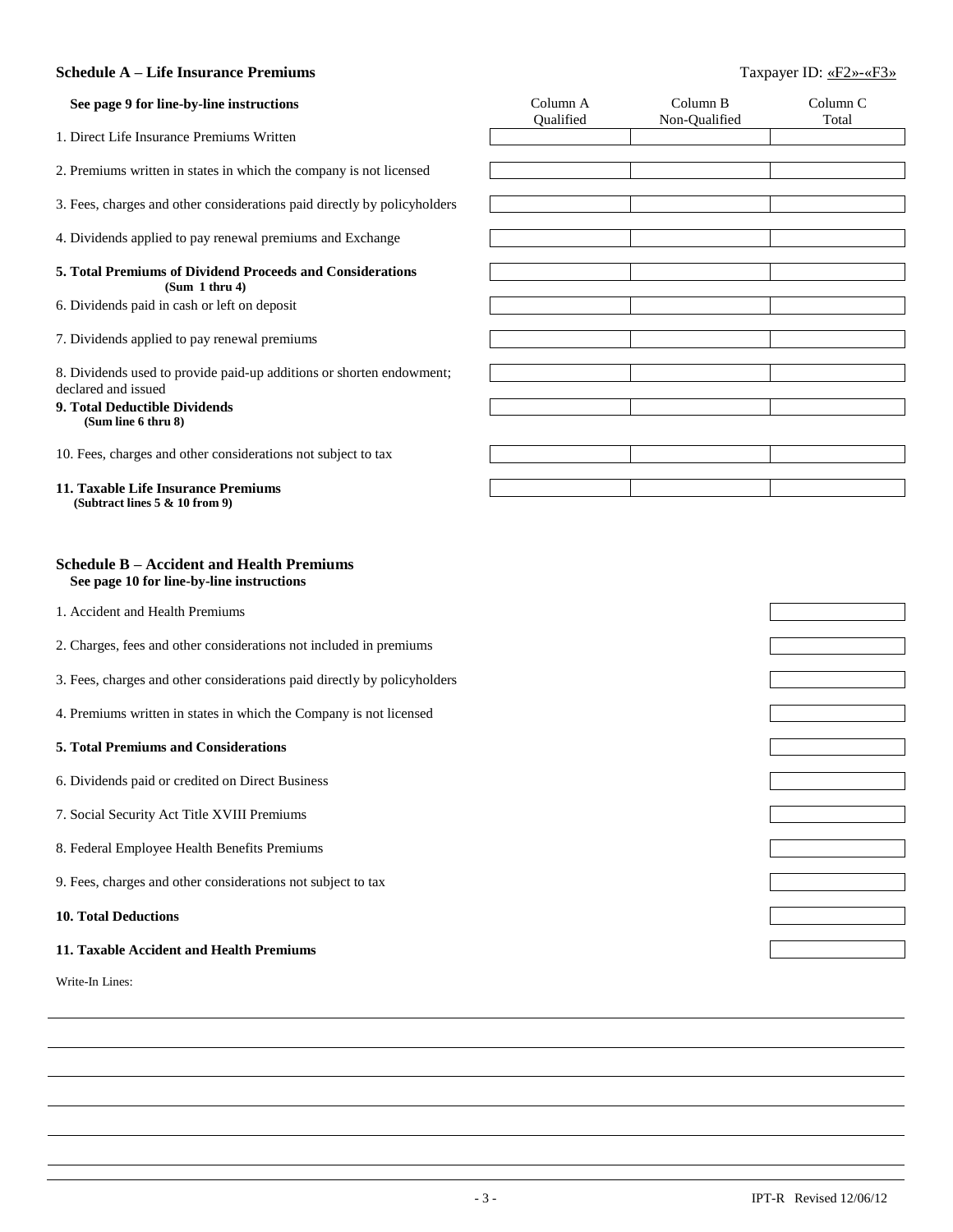## Schedule A – Life Insurance Premiums

Taxpayer ID: «F2»-«F3»

**See page 9 for line-by-line instructions**

| | Column A Qualified | Column B Non-Qualified | Column C Total |
|---|---|---|---|
| 1. Direct Life Insurance Premiums Written | | | |
| 2. Premiums written in states in which the company is not licensed | | | |
| 3. Fees, charges and other considerations paid directly by policyholders | | | |
| 4. Dividends applied to pay renewal premiums and Exchange | | | |
| **5. Total Premiums of Dividend Proceeds and Considerations (Sum 1 thru 4)** | | | |
| 6. Dividends paid in cash or left on deposit | | | |
| 7. Dividends applied to pay renewal premiums | | | |
| 8. Dividends used to provide paid-up additions or shorten endowment; declared and issued | | | |
| **9. Total Deductible Dividends (Sum line 6 thru 8)** | | | |
| 10. Fees, charges and other considerations not subject to tax | | | |
| **11. Taxable Life Insurance Premiums (Subtract lines 5 & 10 from 9)** | | | |

## Schedule B – Accident and Health Premiums

**See page 10 for line-by-line instructions**

| | |
|---|---|
| 1. Accident and Health Premiums | |
| 2. Charges, fees and other considerations not included in premiums | |
| 3. Fees, charges and other considerations paid directly by policyholders | |
| 4. Premiums written in states in which the Company is not licensed | |
| **5. Total Premiums and Considerations** | |
| 6. Dividends paid or credited on Direct Business | |
| 7. Social Security Act Title XVIII Premiums | |
| 8. Federal Employee Health Benefits Premiums | |
| 9. Fees, charges and other considerations not subject to tax | |
| **10. Total Deductions** | |
| **11. Taxable Accident and Health Premiums** | |

Write-In Lines:

IPT-R Revised 12/06/12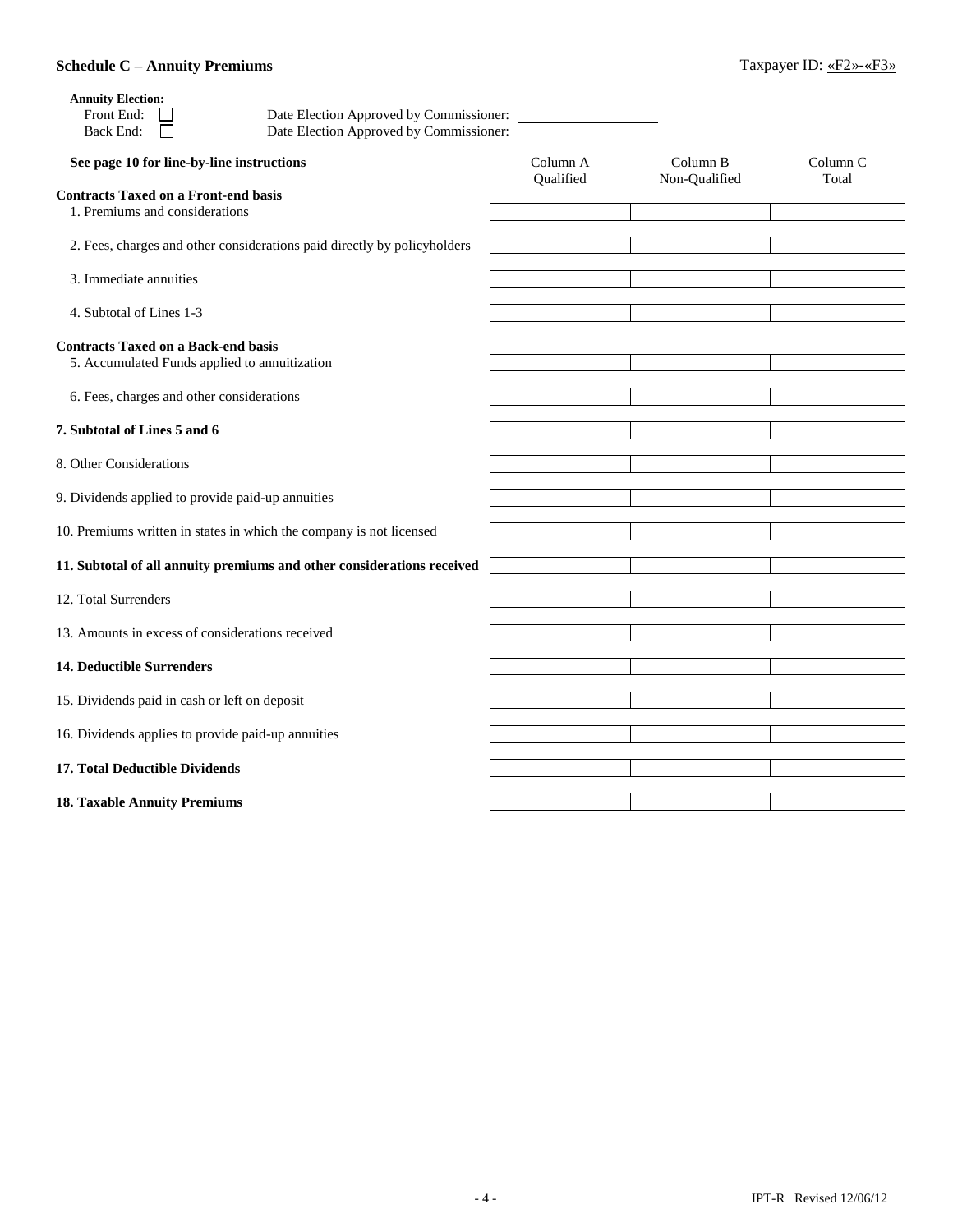## Schedule C – Annuity Premiums

Taxpayer ID: «F2»-«F3»

**Annuity Election:**

Front End: ☐ Date Election Approved by Commissioner: ____________

Back End: ☐ Date Election Approved by Commissioner: ____________

| **See page 10 for line-by-line instructions** | Column A Qualified | Column B Non-Qualified | Column C Total |
|---|---|---|---|
| **Contracts Taxed on a Front-end basis** | | | |
| 1. Premiums and considerations | | | |
| 2. Fees, charges and other considerations paid directly by policyholders | | | |
| 3. Immediate annuities | | | |
| 4. Subtotal of Lines 1-3 | | | |
| **Contracts Taxed on a Back-end basis** | | | |
| 5. Accumulated Funds applied to annuitization | | | |
| 6. Fees, charges and other considerations | | | |
| **7. Subtotal of Lines 5 and 6** | | | |
| 8. Other Considerations | | | |
| 9. Dividends applied to provide paid-up annuities | | | |
| 10. Premiums written in states in which the company is not licensed | | | |
| **11. Subtotal of all annuity premiums and other considerations received** | | | |
| 12. Total Surrenders | | | |
| 13. Amounts in excess of considerations received | | | |
| **14. Deductible Surrenders** | | | |
| 15. Dividends paid in cash or left on deposit | | | |
| 16. Dividends applies to provide paid-up annuities | | | |
| **17. Total Deductible Dividends** | | | |
| **18. Taxable Annuity Premiums** | | | |

IPT-R Revised 12/06/12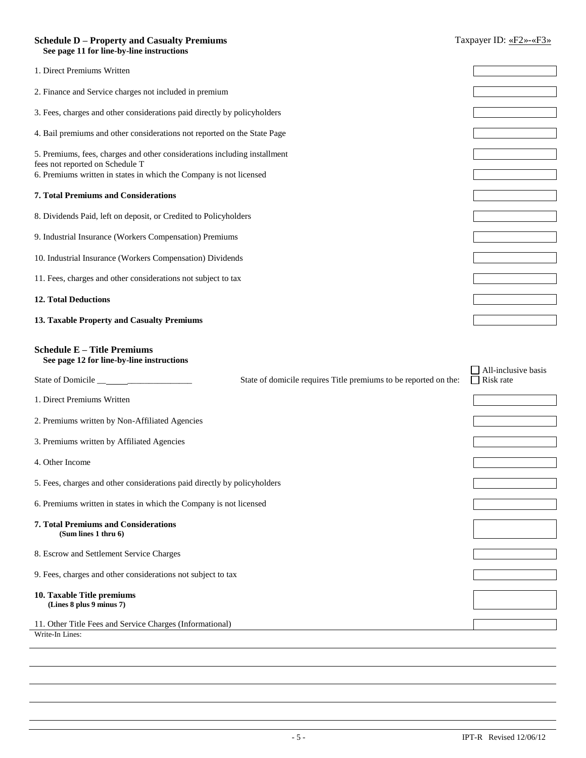## Schedule D – Property and Casualty Premiums

Taxpayer ID: «F2»-«F3»

**See page 11 for line-by-line instructions**

| | |
|---|---|
| 1. Direct Premiums Written | |
| 2. Finance and Service charges not included in premium | |
| 3. Fees, charges and other considerations paid directly by policyholders | |
| 4. Bail premiums and other considerations not reported on the State Page | |
| 5. Premiums, fees, charges and other considerations including installment fees not reported on Schedule T | |
| 6. Premiums written in states in which the Company is not licensed | |
| **7. Total Premiums and Considerations** | |
| 8. Dividends Paid, left on deposit, or Credited to Policyholders | |
| 9. Industrial Insurance (Workers Compensation) Premiums | |
| 10. Industrial Insurance (Workers Compensation) Dividends | |
| 11. Fees, charges and other considerations not subject to tax | |
| **12. Total Deductions** | |
| **13. Taxable Property and Casualty Premiums** | |

## Schedule E – Title Premiums

**See page 12 for line-by-line instructions**

State of Domicile ______________________ State of domicile requires Title premiums to be reported on the: ☐ All-inclusive basis ☐ Risk rate

| | |
|---|---|
| 1. Direct Premiums Written | |
| 2. Premiums written by Non-Affiliated Agencies | |
| 3. Premiums written by Affiliated Agencies | |
| 4. Other Income | |
| 5. Fees, charges and other considerations paid directly by policyholders | |
| 6. Premiums written in states in which the Company is not licensed | |
| **7. Total Premiums and Considerations** **(Sum lines 1 thru 6)** | |
| 8. Escrow and Settlement Service Charges | |
| 9. Fees, charges and other considerations not subject to tax | |
| **10. Taxable Title premiums** **(Lines 8 plus 9 minus 7)** | |
| 11. Other Title Fees and Service Charges (Informational) | |

Write-In Lines:

IPT-R Revised 12/06/12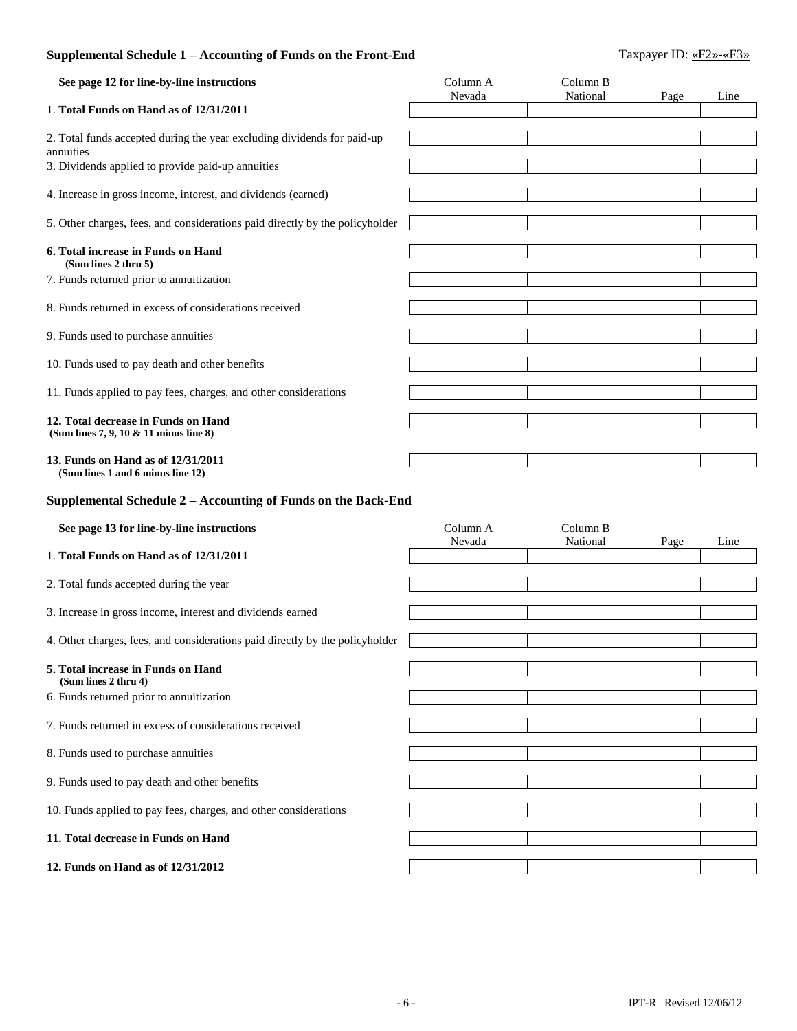## Supplemental Schedule 1 – Accounting of Funds on the Front-End

Taxpayer ID: «F2»-«F3»

| See page 12 for line-by-line instructions | Column A Nevada | Column B National | Page | Line |
|---|---|---|---|---|
| 1. **Total Funds on Hand as of 12/31/2011** | | | | |
| 2. Total funds accepted during the year excluding dividends for paid-up annuities | | | | |
| 3. Dividends applied to provide paid-up annuities | | | | |
| 4. Increase in gross income, interest, and dividends (earned) | | | | |
| 5. Other charges, fees, and considerations paid directly by the policyholder | | | | |
| **6. Total increase in Funds on Hand (Sum lines 2 thru 5)** | | | | |
| 7. Funds returned prior to annuitization | | | | |
| 8. Funds returned in excess of considerations received | | | | |
| 9. Funds used to purchase annuities | | | | |
| 10. Funds used to pay death and other benefits | | | | |
| 11. Funds applied to pay fees, charges, and other considerations | | | | |
| **12. Total decrease in Funds on Hand (Sum lines 7, 9, 10 & 11 minus line 8)** | | | | |
| **13. Funds on Hand as of 12/31/2011 (Sum lines 1 and 6 minus line 12)** | | | | |

## Supplemental Schedule 2 – Accounting of Funds on the Back-End

| See page 13 for line-by-line instructions | Column A Nevada | Column B National | Page | Line |
|---|---|---|---|---|
| 1. **Total Funds on Hand as of 12/31/2011** | | | | |
| 2. Total funds accepted during the year | | | | |
| 3. Increase in gross income, interest and dividends earned | | | | |
| 4. Other charges, fees, and considerations paid directly by the policyholder | | | | |
| **5. Total increase in Funds on Hand (Sum lines 2 thru 4)** | | | | |
| 6. Funds returned prior to annuitization | | | | |
| 7. Funds returned in excess of considerations received | | | | |
| 8. Funds used to purchase annuities | | | | |
| 9. Funds used to pay death and other benefits | | | | |
| 10. Funds applied to pay fees, charges, and other considerations | | | | |
| **11. Total decrease in Funds on Hand** | | | | |
| **12. Funds on Hand as of 12/31/2012** | | | | |

IPT-R Revised 12/06/12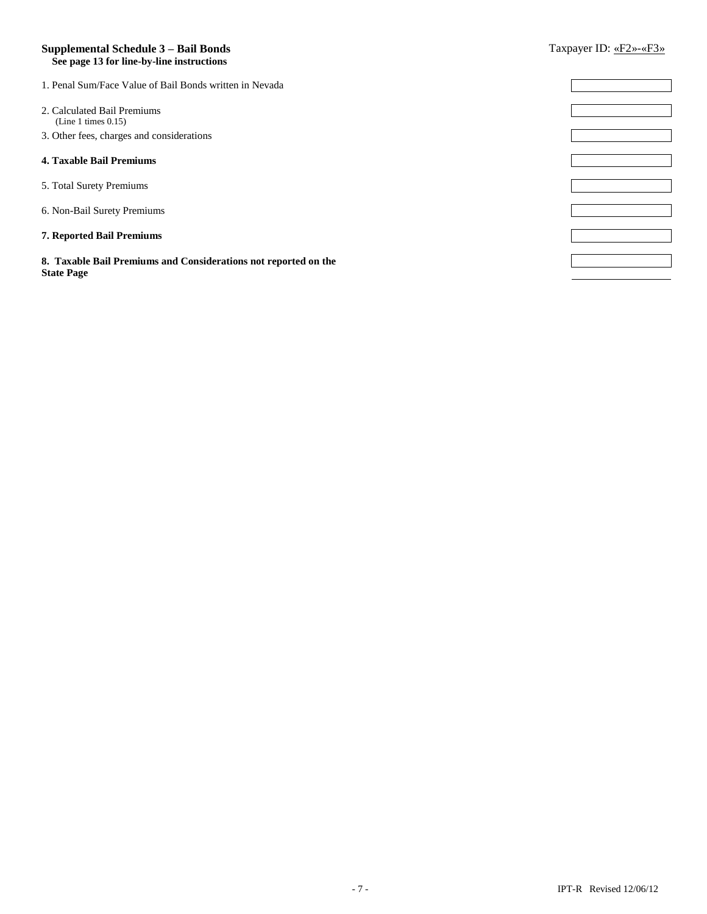**Supplemental Schedule 3 – Bail Bonds**
**See page 13 for line-by-line instructions**

Taxpayer ID: «F2»-«F3»

| Line | Amount |
|---|---|
| 1. Penal Sum/Face Value of Bail Bonds written in Nevada | |
| 2. Calculated Bail Premiums (Line 1 times 0.15) | |
| 3. Other fees, charges and considerations | |
| **4. Taxable Bail Premiums** | |
| 5. Total Surety Premiums | |
| 6. Non-Bail Surety Premiums | |
| **7. Reported Bail Premiums** | |
| **8. Taxable Bail Premiums and Considerations not reported on the State Page** | |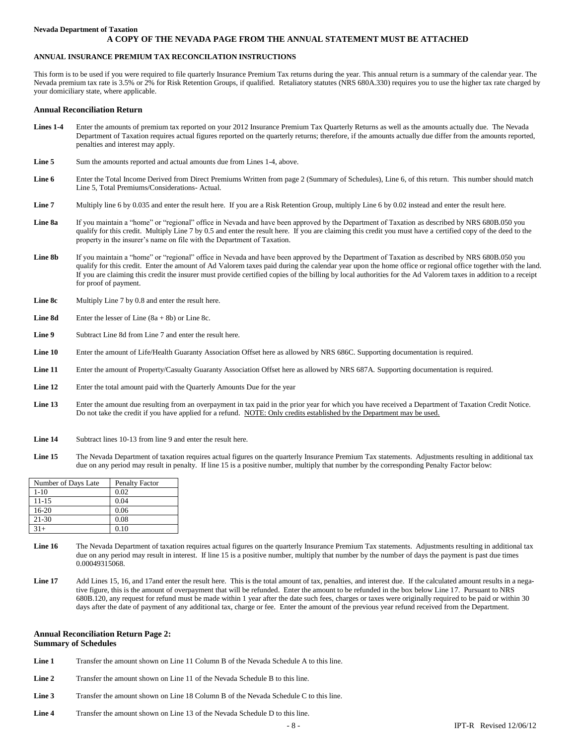**Nevada Department of Taxation**

**A COPY OF THE NEVADA PAGE FROM THE ANNUAL STATEMENT MUST BE ATTACHED**

**ANNUAL INSURANCE PREMIUM TAX RECONCILATION INSTRUCTIONS**

This form is to be used if you were required to file quarterly Insurance Premium Tax returns during the year. This annual return is a summary of the calendar year. The Nevada premium tax rate is 3.5% or 2% for Risk Retention Groups, if qualified. Retaliatory statutes (NRS 680A.330) requires you to use the higher tax rate charged by your domiciliary state, where applicable.

### Annual Reconciliation Return

**Lines 1-4** Enter the amounts of premium tax reported on your 2012 Insurance Premium Tax Quarterly Returns as well as the amounts actually due. The Nevada Department of Taxation requires actual figures reported on the quarterly returns; therefore, if the amounts actually due differ from the amounts reported, penalties and interest may apply.

**Line 5** Sum the amounts reported and actual amounts due from Lines 1-4, above.

**Line 6** Enter the Total Income Derived from Direct Premiums Written from page 2 (Summary of Schedules), Line 6, of this return. This number should match Line 5, Total Premiums/Considerations- Actual.

**Line 7** Multiply line 6 by 0.035 and enter the result here. If you are a Risk Retention Group, multiply Line 6 by 0.02 instead and enter the result here.

**Line 8a** If you maintain a "home" or "regional" office in Nevada and have been approved by the Department of Taxation as described by NRS 680B.050 you qualify for this credit. Multiply Line 7 by 0.5 and enter the result here. If you are claiming this credit you must have a certified copy of the deed to the property in the insurer's name on file with the Department of Taxation.

**Line 8b** If you maintain a "home" or "regional" office in Nevada and have been approved by the Department of Taxation as described by NRS 680B.050 you qualify for this credit. Enter the amount of Ad Valorem taxes paid during the calendar year upon the home office or regional office together with the land. If you are claiming this credit the insurer must provide certified copies of the billing by local authorities for the Ad Valorem taxes in addition to a receipt for proof of payment.

**Line 8c** Multiply Line 7 by 0.8 and enter the result here.

**Line 8d** Enter the lesser of Line (8a + 8b) or Line 8c.

**Line 9** Subtract Line 8d from Line 7 and enter the result here.

**Line 10** Enter the amount of Life/Health Guaranty Association Offset here as allowed by NRS 686C. Supporting documentation is required.

**Line 11** Enter the amount of Property/Casualty Guaranty Association Offset here as allowed by NRS 687A. Supporting documentation is required.

**Line 12** Enter the total amount paid with the Quarterly Amounts Due for the year

**Line 13** Enter the amount due resulting from an overpayment in tax paid in the prior year for which you have received a Department of Taxation Credit Notice. Do not take the credit if you have applied for a refund. NOTE: Only credits established by the Department may be used.

**Line 14** Subtract lines 10-13 from line 9 and enter the result here.

**Line 15** The Nevada Department of taxation requires actual figures on the quarterly Insurance Premium Tax statements. Adjustments resulting in additional tax due on any period may result in penalty. If line 15 is a positive number, multiply that number by the corresponding Penalty Factor below:

| Number of Days Late | Penalty Factor |
|---|---|
| 1-10 | 0.02 |
| 11-15 | 0.04 |
| 16-20 | 0.06 |
| 21-30 | 0.08 |
| 31+ | 0.10 |

**Line 16** The Nevada Department of taxation requires actual figures on the quarterly Insurance Premium Tax statements. Adjustments resulting in additional tax due on any period may result in interest. If line 15 is a positive number, multiply that number by the number of days the payment is past due times 0.00049315068.

**Line 17** Add Lines 15, 16, and 17and enter the result here. This is the total amount of tax, penalties, and interest due. If the calculated amount results in a negative figure, this is the amount of overpayment that will be refunded. Enter the amount to be refunded in the box below Line 17. Pursuant to NRS 680B.120, any request for refund must be made within 1 year after the date such fees, charges or taxes were originally required to be paid or within 30 days after the date of payment of any additional tax, charge or fee. Enter the amount of the previous year refund received from the Department.

### Annual Reconciliation Return Page 2: Summary of Schedules

**Line 1** Transfer the amount shown on Line 11 Column B of the Nevada Schedule A to this line.

**Line 2** Transfer the amount shown on Line 11 of the Nevada Schedule B to this line.

**Line 3** Transfer the amount shown on Line 18 Column B of the Nevada Schedule C to this line.

**Line 4** Transfer the amount shown on Line 13 of the Nevada Schedule D to this line.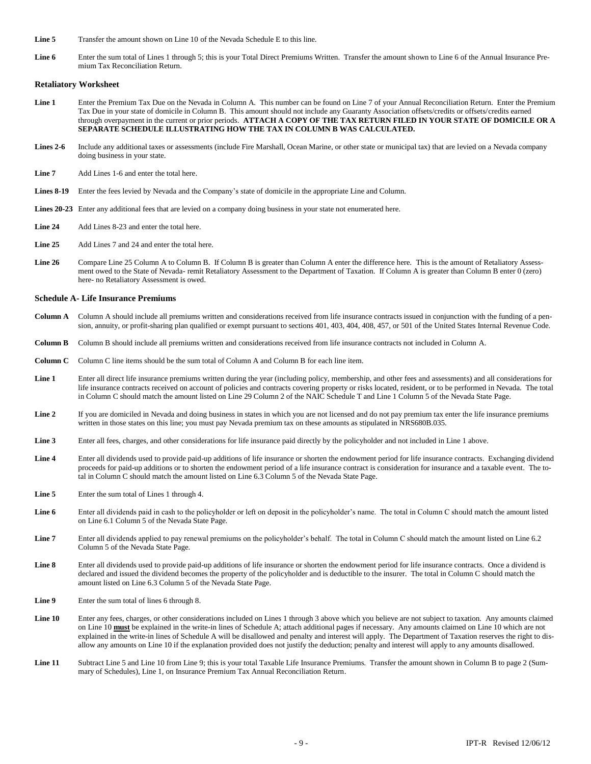**Line 5** Transfer the amount shown on Line 10 of the Nevada Schedule E to this line.

**Line 6** Enter the sum total of Lines 1 through 5; this is your Total Direct Premiums Written. Transfer the amount shown to Line 6 of the Annual Insurance Premium Tax Reconciliation Return.

### Retaliatory Worksheet

**Line 1** Enter the Premium Tax Due on the Nevada in Column A. This number can be found on Line 7 of your Annual Reconciliation Return. Enter the Premium Tax Due in your state of domicile in Column B. This amount should not include any Guaranty Association offsets/credits or offsets/credits earned through overpayment in the current or prior periods. **ATTACH A COPY OF THE TAX RETURN FILED IN YOUR STATE OF DOMICILE OR A SEPARATE SCHEDULE ILLUSTRATING HOW THE TAX IN COLUMN B WAS CALCULATED.**

**Lines 2-6** Include any additional taxes or assessments (include Fire Marshall, Ocean Marine, or other state or municipal tax) that are levied on a Nevada company doing business in your state.

**Line 7** Add Lines 1-6 and enter the total here.

**Lines 8-19** Enter the fees levied by Nevada and the Company's state of domicile in the appropriate Line and Column.

**Lines 20-23** Enter any additional fees that are levied on a company doing business in your state not enumerated here.

**Line 24** Add Lines 8-23 and enter the total here.

**Line 25** Add Lines 7 and 24 and enter the total here.

**Line 26** Compare Line 25 Column A to Column B. If Column B is greater than Column A enter the difference here. This is the amount of Retaliatory Assessment owed to the State of Nevada- remit Retaliatory Assessment to the Department of Taxation. If Column A is greater than Column B enter 0 (zero) here- no Retaliatory Assessment is owed.

### Schedule A- Life Insurance Premiums

**Column A** Column A should include all premiums written and considerations received from life insurance contracts issued in conjunction with the funding of a pension, annuity, or profit-sharing plan qualified or exempt pursuant to sections 401, 403, 404, 408, 457, or 501 of the United States Internal Revenue Code.

**Column B** Column B should include all premiums written and considerations received from life insurance contracts not included in Column A.

**Column C** Column C line items should be the sum total of Column A and Column B for each line item.

**Line 1** Enter all direct life insurance premiums written during the year (including policy, membership, and other fees and assessments) and all considerations for life insurance contracts received on account of policies and contracts covering property or risks located, resident, or to be performed in Nevada. The total in Column C should match the amount listed on Line 29 Column 2 of the NAIC Schedule T and Line 1 Column 5 of the Nevada State Page.

**Line 2** If you are domiciled in Nevada and doing business in states in which you are not licensed and do not pay premium tax enter the life insurance premiums written in those states on this line; you must pay Nevada premium tax on these amounts as stipulated in NRS680B.035.

**Line 3** Enter all fees, charges, and other considerations for life insurance paid directly by the policyholder and not included in Line 1 above.

**Line 4** Enter all dividends used to provide paid-up additions of life insurance or shorten the endowment period for life insurance contracts. Exchanging dividend proceeds for paid-up additions or to shorten the endowment period of a life insurance contract is consideration for insurance and a taxable event. The total in Column C should match the amount listed on Line 6.3 Column 5 of the Nevada State Page.

**Line 5** Enter the sum total of Lines 1 through 4.

**Line 6** Enter all dividends paid in cash to the policyholder or left on deposit in the policyholder's name. The total in Column C should match the amount listed on Line 6.1 Column 5 of the Nevada State Page.

**Line 7** Enter all dividends applied to pay renewal premiums on the policyholder's behalf. The total in Column C should match the amount listed on Line 6.2 Column 5 of the Nevada State Page.

**Line 8** Enter all dividends used to provide paid-up additions of life insurance or shorten the endowment period for life insurance contracts. Once a dividend is declared and issued the dividend becomes the property of the policyholder and is deductible to the insurer. The total in Column C should match the amount listed on Line 6.3 Column 5 of the Nevada State Page.

**Line 9** Enter the sum total of lines 6 through 8.

**Line 10** Enter any fees, charges, or other considerations included on Lines 1 through 3 above which you believe are not subject to taxation. Any amounts claimed on Line 10 **must** be explained in the write-in lines of Schedule A; attach additional pages if necessary. Any amounts claimed on Line 10 which are not explained in the write-in lines of Schedule A will be disallowed and penalty and interest will apply. The Department of Taxation reserves the right to disallow any amounts on Line 10 if the explanation provided does not justify the deduction; penalty and interest will apply to any amounts disallowed.

**Line 11** Subtract Line 5 and Line 10 from Line 9; this is your total Taxable Life Insurance Premiums. Transfer the amount shown in Column B to page 2 (Summary of Schedules), Line 1, on Insurance Premium Tax Annual Reconciliation Return.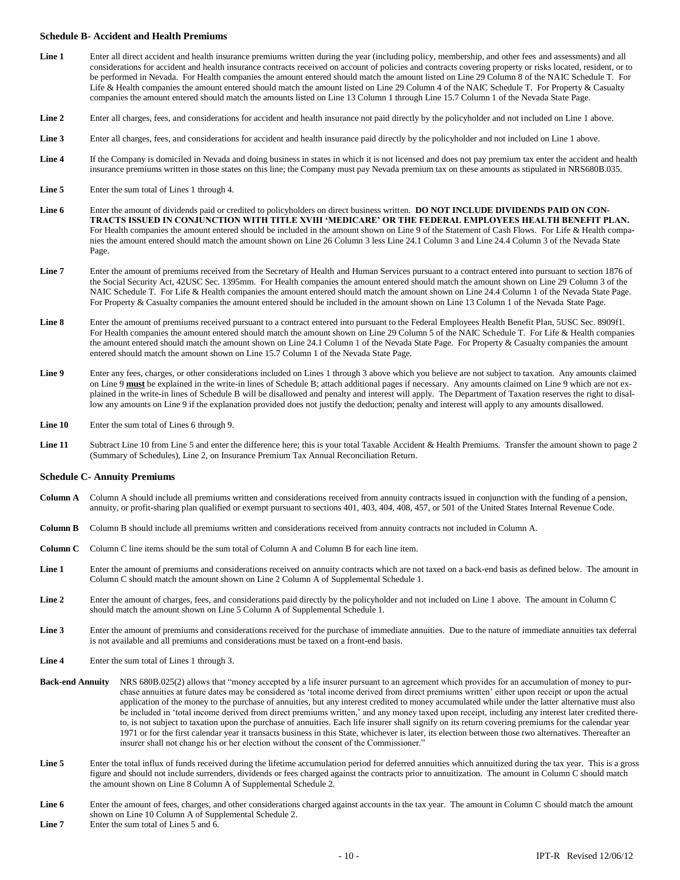### Schedule B- Accident and Health Premiums

**Line 1** Enter all direct accident and health insurance premiums written during the year (including policy, membership, and other fees and assessments) and all considerations for accident and health insurance contracts received on account of policies and contracts covering property or risks located, resident, or to be performed in Nevada. For Health companies the amount entered should match the amount listed on Line 29 Column 8 of the NAIC Schedule T. For Life & Health companies the amount entered should match the amount listed on Line 29 Column 4 of the NAIC Schedule T. For Property & Casualty companies the amount entered should match the amounts listed on Line 13 Column 1 through Line 15.7 Column 1 of the Nevada State Page.

**Line 2** Enter all charges, fees, and considerations for accident and health insurance not paid directly by the policyholder and not included on Line 1 above.

**Line 3** Enter all charges, fees, and considerations for accident and health insurance paid directly by the policyholder and not included on Line 1 above.

**Line 4** If the Company is domiciled in Nevada and doing business in states in which it is not licensed and does not pay premium tax enter the accident and health insurance premiums written in those states on this line; the Company must pay Nevada premium tax on these amounts as stipulated in NRS680B.035.

**Line 5** Enter the sum total of Lines 1 through 4.

**Line 6** Enter the amount of dividends paid or credited to policyholders on direct business written. **DO NOT INCLUDE DIVIDENDS PAID ON CONTRACTS ISSUED IN CONJUNCTION WITH TITLE XVIII 'MEDICARE' OR THE FEDERAL EMPLOYEES HEALTH BENEFIT PLAN.** For Health companies the amount entered should be included in the amount shown on Line 9 of the Statement of Cash Flows. For Life & Health companies the amount entered should match the amount shown on Line 26 Column 3 less Line 24.1 Column 3 and Line 24.4 Column 3 of the Nevada State Page.

**Line 7** Enter the amount of premiums received from the Secretary of Health and Human Services pursuant to a contract entered into pursuant to section 1876 of the Social Security Act, 42USC Sec. 1395mm. For Health companies the amount entered should match the amount shown on Line 29 Column 3 of the NAIC Schedule T. For Life & Health companies the amount entered should match the amount shown on Line 24.4 Column 1 of the Nevada State Page. For Property & Casualty companies the amount entered should be included in the amount shown on Line 13 Column 1 of the Nevada State Page.

**Line 8** Enter the amount of premiums received pursuant to a contract entered into pursuant to the Federal Employees Health Benefit Plan, 5USC Sec. 8909f1. For Health companies the amount entered should match the amount shown on Line 29 Column 5 of the NAIC Schedule T. For Life & Health companies the amount entered should match the amount shown on Line 24.1 Column 1 of the Nevada State Page. For Property & Casualty companies the amount entered should match the amount shown on Line 15.7 Column 1 of the Nevada State Page.

**Line 9** Enter any fees, charges, or other considerations included on Lines 1 through 3 above which you believe are not subject to taxation. Any amounts claimed on Line 9 **must** be explained in the write-in lines of Schedule B; attach additional pages if necessary. Any amounts claimed on Line 9 which are not explained in the write-in lines of Schedule B will be disallowed and penalty and interest will apply. The Department of Taxation reserves the right to disallow any amounts on Line 9 if the explanation provided does not justify the deduction; penalty and interest will apply to any amounts disallowed.

**Line 10** Enter the sum total of Lines 6 through 9.

**Line 11** Subtract Line 10 from Line 5 and enter the difference here; this is your total Taxable Accident & Health Premiums. Transfer the amount shown to page 2 (Summary of Schedules), Line 2, on Insurance Premium Tax Annual Reconciliation Return.

### Schedule C- Annuity Premiums

**Column A** Column A should include all premiums written and considerations received from annuity contracts issued in conjunction with the funding of a pension, annuity, or profit-sharing plan qualified or exempt pursuant to sections 401, 403, 404, 408, 457, or 501 of the United States Internal Revenue Code.

**Column B** Column B should include all premiums written and considerations received from annuity contracts not included in Column A.

**Column C** Column C line items should be the sum total of Column A and Column B for each line item.

**Line 1** Enter the amount of premiums and considerations received on annuity contracts which are not taxed on a back-end basis as defined below. The amount in Column C should match the amount shown on Line 2 Column A of Supplemental Schedule 1.

**Line 2** Enter the amount of charges, fees, and considerations paid directly by the policyholder and not included on Line 1 above. The amount in Column C should match the amount shown on Line 5 Column A of Supplemental Schedule 1.

**Line 3** Enter the amount of premiums and considerations received for the purchase of immediate annuities. Due to the nature of immediate annuities tax deferral is not available and all premiums and considerations must be taxed on a front-end basis.

**Line 4** Enter the sum total of Lines 1 through 3.

**Back-end Annuity** NRS 680B.025(2) allows that "money accepted by a life insurer pursuant to an agreement which provides for an accumulation of money to purchase annuities at future dates may be considered as 'total income derived from direct premiums written' either upon receipt or upon the actual application of the money to the purchase of annuities, but any interest credited to money accumulated while under the latter alternative must also be included in 'total income derived from direct premiums written,' and any money taxed upon receipt, including any interest later credited thereto, is not subject to taxation upon the purchase of annuities. Each life insurer shall signify on its return covering premiums for the calendar year 1971 or for the first calendar year it transacts business in this State, whichever is later, its election between those two alternatives. Thereafter an insurer shall not change his or her election without the consent of the Commissioner."

**Line 5** Enter the total influx of funds received during the lifetime accumulation period for deferred annuities which annuitized during the tax year. This is a gross figure and should not include surrenders, dividends or fees charged against the contracts prior to annuitization. The amount in Column C should match the amount shown on Line 8 Column A of Supplemental Schedule 2.

**Line 6** Enter the amount of fees, charges, and other considerations charged against accounts in the tax year. The amount in Column C should match the amount shown on Line 10 Column A of Supplemental Schedule 2.

**Line 7** Enter the sum total of Lines 5 and 6.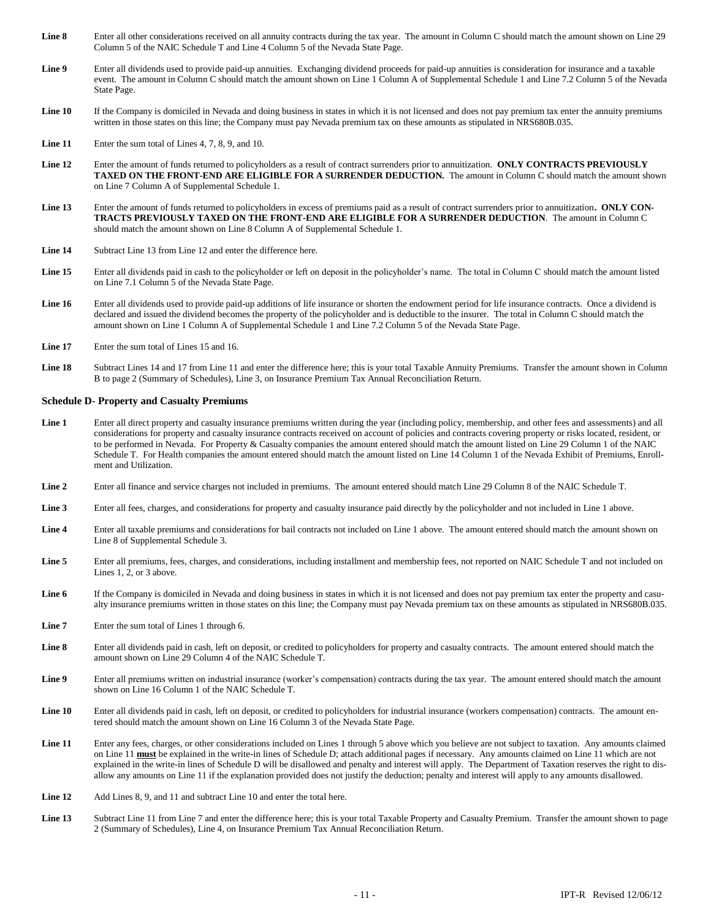**Line 8** Enter all other considerations received on all annuity contracts during the tax year. The amount in Column C should match the amount shown on Line 29 Column 5 of the NAIC Schedule T and Line 4 Column 5 of the Nevada State Page.

**Line 9** Enter all dividends used to provide paid-up annuities. Exchanging dividend proceeds for paid-up annuities is consideration for insurance and a taxable event. The amount in Column C should match the amount shown on Line 1 Column A of Supplemental Schedule 1 and Line 7.2 Column 5 of the Nevada State Page.

**Line 10** If the Company is domiciled in Nevada and doing business in states in which it is not licensed and does not pay premium tax enter the annuity premiums written in those states on this line; the Company must pay Nevada premium tax on these amounts as stipulated in NRS680B.035.

**Line 11** Enter the sum total of Lines 4, 7, 8, 9, and 10.

**Line 12** Enter the amount of funds returned to policyholders as a result of contract surrenders prior to annuitization. **ONLY CONTRACTS PREVIOUSLY TAXED ON THE FRONT-END ARE ELIGIBLE FOR A SURRENDER DEDUCTION.** The amount in Column C should match the amount shown on Line 7 Column A of Supplemental Schedule 1.

**Line 13** Enter the amount of funds returned to policyholders in excess of premiums paid as a result of contract surrenders prior to annuitization**. ONLY CONTRACTS PREVIOUSLY TAXED ON THE FRONT-END ARE ELIGIBLE FOR A SURRENDER DEDUCTION**. The amount in Column C should match the amount shown on Line 8 Column A of Supplemental Schedule 1.

**Line 14** Subtract Line 13 from Line 12 and enter the difference here.

**Line 15** Enter all dividends paid in cash to the policyholder or left on deposit in the policyholder's name. The total in Column C should match the amount listed on Line 7.1 Column 5 of the Nevada State Page.

**Line 16** Enter all dividends used to provide paid-up additions of life insurance or shorten the endowment period for life insurance contracts. Once a dividend is declared and issued the dividend becomes the property of the policyholder and is deductible to the insurer. The total in Column C should match the amount shown on Line 1 Column A of Supplemental Schedule 1 and Line 7.2 Column 5 of the Nevada State Page.

**Line 17** Enter the sum total of Lines 15 and 16.

**Line 18** Subtract Lines 14 and 17 from Line 11 and enter the difference here; this is your total Taxable Annuity Premiums. Transfer the amount shown in Column B to page 2 (Summary of Schedules), Line 3, on Insurance Premium Tax Annual Reconciliation Return.

### Schedule D- Property and Casualty Premiums

**Line 1** Enter all direct property and casualty insurance premiums written during the year (including policy, membership, and other fees and assessments) and all considerations for property and casualty insurance contracts received on account of policies and contracts covering property or risks located, resident, or to be performed in Nevada. For Property & Casualty companies the amount entered should match the amount listed on Line 29 Column 1 of the NAIC Schedule T. For Health companies the amount entered should match the amount listed on Line 14 Column 1 of the Nevada Exhibit of Premiums, Enrollment and Utilization.

**Line 2** Enter all finance and service charges not included in premiums. The amount entered should match Line 29 Column 8 of the NAIC Schedule T.

**Line 3** Enter all fees, charges, and considerations for property and casualty insurance paid directly by the policyholder and not included in Line 1 above.

**Line 4** Enter all taxable premiums and considerations for bail contracts not included on Line 1 above. The amount entered should match the amount shown on Line 8 of Supplemental Schedule 3.

**Line 5** Enter all premiums, fees, charges, and considerations, including installment and membership fees, not reported on NAIC Schedule T and not included on Lines 1, 2, or 3 above.

**Line 6** If the Company is domiciled in Nevada and doing business in states in which it is not licensed and does not pay premium tax enter the property and casualty insurance premiums written in those states on this line; the Company must pay Nevada premium tax on these amounts as stipulated in NRS680B.035.

**Line 7** Enter the sum total of Lines 1 through 6.

**Line 8** Enter all dividends paid in cash, left on deposit, or credited to policyholders for property and casualty contracts. The amount entered should match the amount shown on Line 29 Column 4 of the NAIC Schedule T.

**Line 9** Enter all premiums written on industrial insurance (worker's compensation) contracts during the tax year. The amount entered should match the amount shown on Line 16 Column 1 of the NAIC Schedule T.

**Line 10** Enter all dividends paid in cash, left on deposit, or credited to policyholders for industrial insurance (workers compensation) contracts. The amount entered should match the amount shown on Line 16 Column 3 of the Nevada State Page.

**Line 11** Enter any fees, charges, or other considerations included on Lines 1 through 5 above which you believe are not subject to taxation. Any amounts claimed on Line 11 **must** be explained in the write-in lines of Schedule D; attach additional pages if necessary. Any amounts claimed on Line 11 which are not explained in the write-in lines of Schedule D will be disallowed and penalty and interest will apply. The Department of Taxation reserves the right to disallow any amounts on Line 11 if the explanation provided does not justify the deduction; penalty and interest will apply to any amounts disallowed.

**Line 12** Add Lines 8, 9, and 11 and subtract Line 10 and enter the total here.

**Line 13** Subtract Line 11 from Line 7 and enter the difference here; this is your total Taxable Property and Casualty Premium. Transfer the amount shown to page 2 (Summary of Schedules), Line 4, on Insurance Premium Tax Annual Reconciliation Return.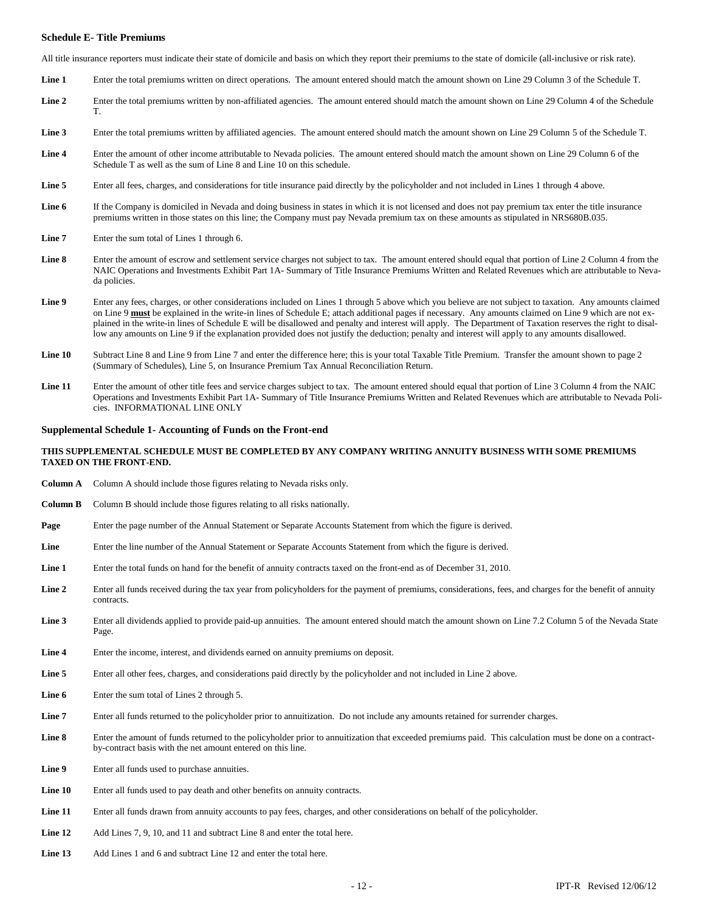### Schedule E- Title Premiums

All title insurance reporters must indicate their state of domicile and basis on which they report their premiums to the state of domicile (all-inclusive or risk rate).

**Line 1** Enter the total premiums written on direct operations. The amount entered should match the amount shown on Line 29 Column 3 of the Schedule T.

**Line 2** Enter the total premiums written by non-affiliated agencies. The amount entered should match the amount shown on Line 29 Column 4 of the Schedule T.

**Line 3** Enter the total premiums written by affiliated agencies. The amount entered should match the amount shown on Line 29 Column 5 of the Schedule T.

**Line 4** Enter the amount of other income attributable to Nevada policies. The amount entered should match the amount shown on Line 29 Column 6 of the Schedule T as well as the sum of Line 8 and Line 10 on this schedule.

**Line 5** Enter all fees, charges, and considerations for title insurance paid directly by the policyholder and not included in Lines 1 through 4 above.

**Line 6** If the Company is domiciled in Nevada and doing business in states in which it is not licensed and does not pay premium tax enter the title insurance premiums written in those states on this line; the Company must pay Nevada premium tax on these amounts as stipulated in NRS680B.035.

**Line 7** Enter the sum total of Lines 1 through 6.

**Line 8** Enter the amount of escrow and settlement service charges not subject to tax. The amount entered should equal that portion of Line 2 Column 4 from the NAIC Operations and Investments Exhibit Part 1A- Summary of Title Insurance Premiums Written and Related Revenues which are attributable to Nevada policies.

**Line 9** Enter any fees, charges, or other considerations included on Lines 1 through 5 above which you believe are not subject to taxation. Any amounts claimed on Line 9 **must** be explained in the write-in lines of Schedule E; attach additional pages if necessary. Any amounts claimed on Line 9 which are not explained in the write-in lines of Schedule E will be disallowed and penalty and interest will apply. The Department of Taxation reserves the right to disallow any amounts on Line 9 if the explanation provided does not justify the deduction; penalty and interest will apply to any amounts disallowed.

**Line 10** Subtract Line 8 and Line 9 from Line 7 and enter the difference here; this is your total Taxable Title Premium. Transfer the amount shown to page 2 (Summary of Schedules), Line 5, on Insurance Premium Tax Annual Reconciliation Return.

**Line 11** Enter the amount of other title fees and service charges subject to tax. The amount entered should equal that portion of Line 3 Column 4 from the NAIC Operations and Investments Exhibit Part 1A- Summary of Title Insurance Premiums Written and Related Revenues which are attributable to Nevada Policies. INFORMATIONAL LINE ONLY

### Supplemental Schedule 1- Accounting of Funds on the Front-end

**THIS SUPPLEMENTAL SCHEDULE MUST BE COMPLETED BY ANY COMPANY WRITING ANNUITY BUSINESS WITH SOME PREMIUMS TAXED ON THE FRONT-END.**

**Column A** Column A should include those figures relating to Nevada risks only.

**Column B** Column B should include those figures relating to all risks nationally.

**Page** Enter the page number of the Annual Statement or Separate Accounts Statement from which the figure is derived.

**Line** Enter the line number of the Annual Statement or Separate Accounts Statement from which the figure is derived.

**Line 1** Enter the total funds on hand for the benefit of annuity contracts taxed on the front-end as of December 31, 2010.

**Line 2** Enter all funds received during the tax year from policyholders for the payment of premiums, considerations, fees, and charges for the benefit of annuity contracts.

**Line 3** Enter all dividends applied to provide paid-up annuities. The amount entered should match the amount shown on Line 7.2 Column 5 of the Nevada State Page.

**Line 4** Enter the income, interest, and dividends earned on annuity premiums on deposit.

**Line 5** Enter all other fees, charges, and considerations paid directly by the policyholder and not included in Line 2 above.

**Line 6** Enter the sum total of Lines 2 through 5.

**Line 7** Enter all funds returned to the policyholder prior to annuitization. Do not include any amounts retained for surrender charges.

**Line 8** Enter the amount of funds returned to the policyholder prior to annuitization that exceeded premiums paid. This calculation must be done on a contract-by-contract basis with the net amount entered on this line.

**Line 9** Enter all funds used to purchase annuities.

**Line 10** Enter all funds used to pay death and other benefits on annuity contracts.

**Line 11** Enter all funds drawn from annuity accounts to pay fees, charges, and other considerations on behalf of the policyholder.

**Line 12** Add Lines 7, 9, 10, and 11 and subtract Line 8 and enter the total here.

**Line 13** Add Lines 1 and 6 and subtract Line 12 and enter the total here.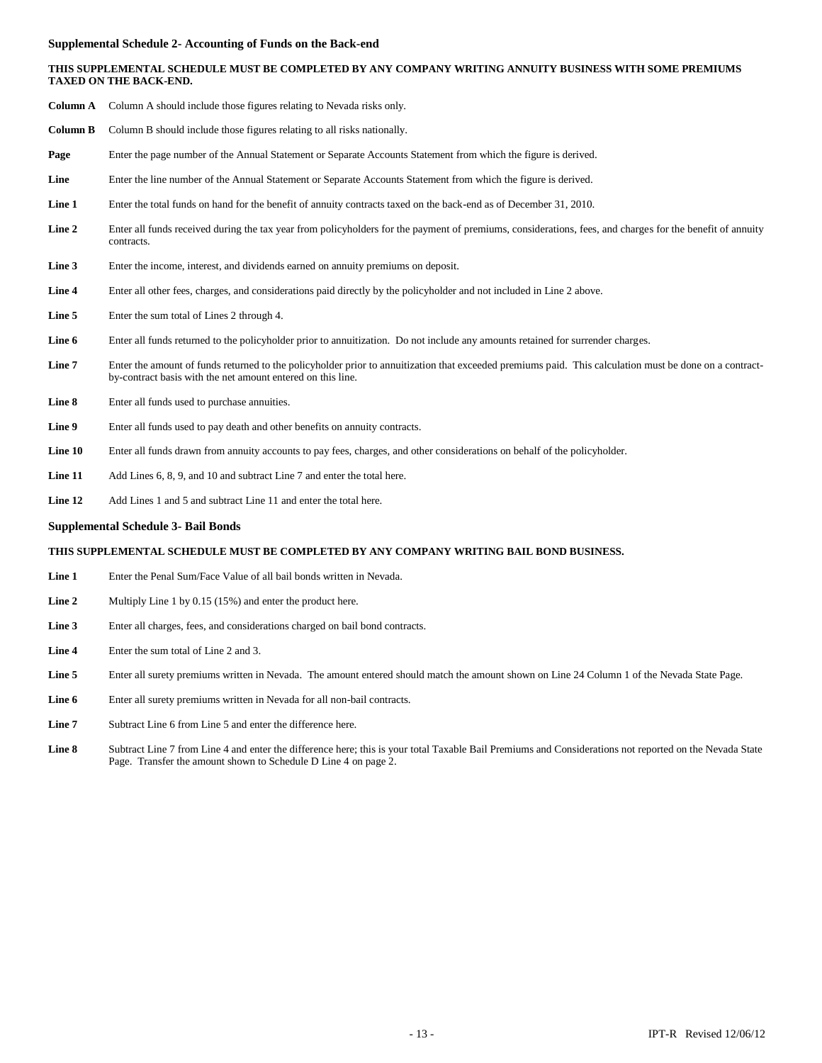### Supplemental Schedule 2- Accounting of Funds on the Back-end

**THIS SUPPLEMENTAL SCHEDULE MUST BE COMPLETED BY ANY COMPANY WRITING ANNUITY BUSINESS WITH SOME PREMIUMS TAXED ON THE BACK-END.**

**Column A** Column A should include those figures relating to Nevada risks only.

**Column B** Column B should include those figures relating to all risks nationally.

**Page** Enter the page number of the Annual Statement or Separate Accounts Statement from which the figure is derived.

**Line** Enter the line number of the Annual Statement or Separate Accounts Statement from which the figure is derived.

**Line 1** Enter the total funds on hand for the benefit of annuity contracts taxed on the back-end as of December 31, 2010.

**Line 2** Enter all funds received during the tax year from policyholders for the payment of premiums, considerations, fees, and charges for the benefit of annuity contracts.

**Line 3** Enter the income, interest, and dividends earned on annuity premiums on deposit.

**Line 4** Enter all other fees, charges, and considerations paid directly by the policyholder and not included in Line 2 above.

**Line 5** Enter the sum total of Lines 2 through 4.

**Line 6** Enter all funds returned to the policyholder prior to annuitization. Do not include any amounts retained for surrender charges.

**Line 7** Enter the amount of funds returned to the policyholder prior to annuitization that exceeded premiums paid. This calculation must be done on a contract-by-contract basis with the net amount entered on this line.

**Line 8** Enter all funds used to purchase annuities.

**Line 9** Enter all funds used to pay death and other benefits on annuity contracts.

**Line 10** Enter all funds drawn from annuity accounts to pay fees, charges, and other considerations on behalf of the policyholder.

**Line 11** Add Lines 6, 8, 9, and 10 and subtract Line 7 and enter the total here.

**Line 12** Add Lines 1 and 5 and subtract Line 11 and enter the total here.

### Supplemental Schedule 3- Bail Bonds

**THIS SUPPLEMENTAL SCHEDULE MUST BE COMPLETED BY ANY COMPANY WRITING BAIL BOND BUSINESS.**

**Line 1** Enter the Penal Sum/Face Value of all bail bonds written in Nevada.

**Line 2** Multiply Line 1 by 0.15 (15%) and enter the product here.

**Line 3** Enter all charges, fees, and considerations charged on bail bond contracts.

**Line 4** Enter the sum total of Line 2 and 3.

**Line 5** Enter all surety premiums written in Nevada. The amount entered should match the amount shown on Line 24 Column 1 of the Nevada State Page.

**Line 6** Enter all surety premiums written in Nevada for all non-bail contracts.

**Line 7** Subtract Line 6 from Line 5 and enter the difference here.

**Line 8** Subtract Line 7 from Line 4 and enter the difference here; this is your total Taxable Bail Premiums and Considerations not reported on the Nevada State Page. Transfer the amount shown to Schedule D Line 4 on page 2.